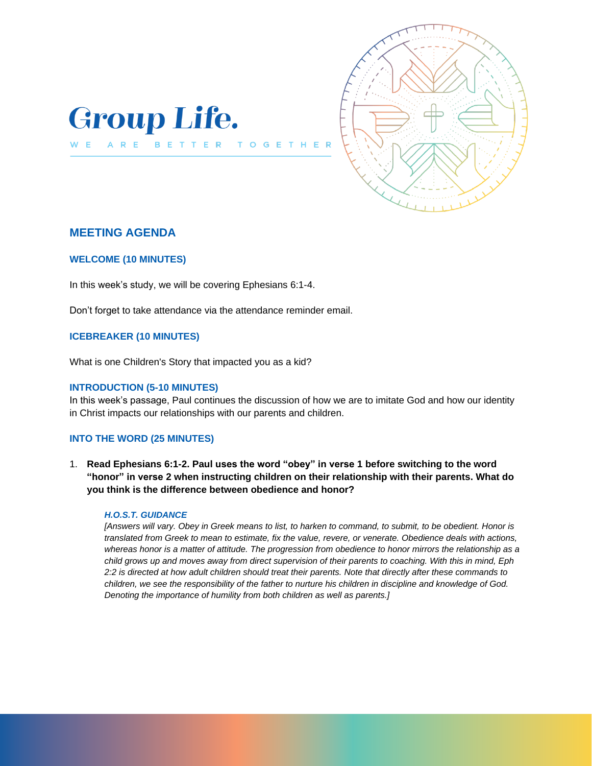# Group Life.

W E A R E B E T T E R T O G E T H E R

## MEETING AGENDA

### WELCOME (10 MINUTES)

In this week's study, we will be covering Ephesians 6:1-4.

Don't forget to take attendance via the attendance reminder email.

### ICEBREAKER (10 MINUTES)

What is one Children's Story that impacted you as a kid?

### INTRODUCTION (5-10 MINUTES)

In this week's passage, Paul continues the discussion of how we are to imitate God and how our identity in Christ impacts our relationships with our parents and children.

### INTO THE WORD (25 MINUTES)

1. **Read Ephesians 6:1-2. Paul uses the word "obey" in verse 1 before switching to the word "honor" in verse 2 when instructing children on their relationship with their parents. What do you think is the difference between obedience and honor?**

   ***H.O.S.T. GUIDANCE***
   *[Answers will vary. Obey in Greek means to list, to harken to command, to submit, to be obedient. Honor is translated from Greek to mean to estimate, fix the value, revere, or venerate. Obedience deals with actions, whereas honor is a matter of attitude. The progression from obedience to honor mirrors the relationship as a child grows up and moves away from direct supervision of their parents to coaching. With this in mind, Eph 2:2 is directed at how adult children should treat their parents. Note that directly after these commands to children, we see the responsibility of the father to nurture his children in discipline and knowledge of God. Denoting the importance of humility from both children as well as parents.]*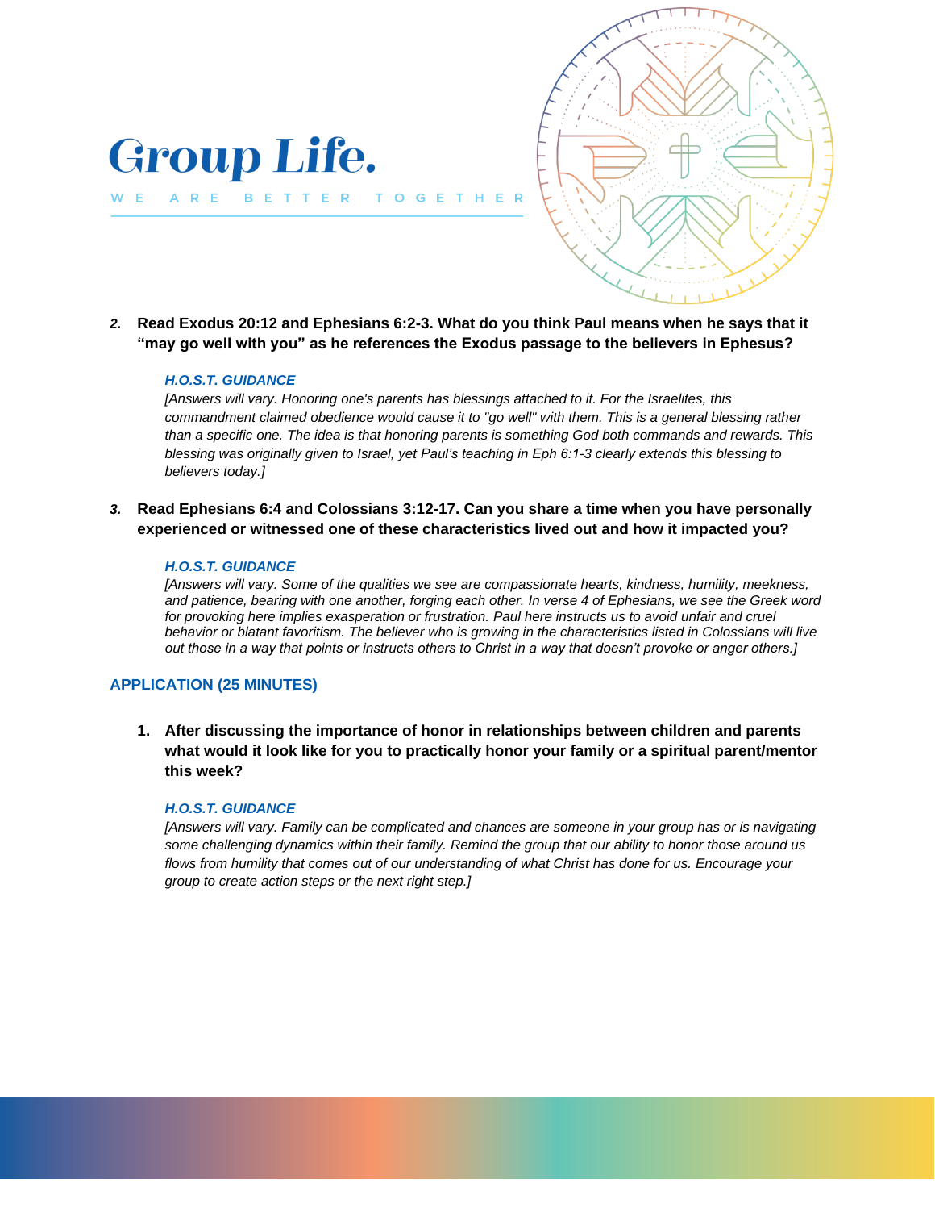# Group Life.

WE ARE BETTER TOGETHER

2. **Read Exodus 20:12 and Ephesians 6:2-3. What do you think Paul means when he says that it "may go well with you" as he references the Exodus passage to the believers in Ephesus?**

   ***H.O.S.T. GUIDANCE***
   *[Answers will vary. Honoring one's parents has blessings attached to it. For the Israelites, this commandment claimed obedience would cause it to "go well" with them. This is a general blessing rather than a specific one. The idea is that honoring parents is something God both commands and rewards. This blessing was originally given to Israel, yet Paul's teaching in Eph 6:1-3 clearly extends this blessing to believers today.]*

3. **Read Ephesians 6:4 and Colossians 3:12-17. Can you share a time when you have personally experienced or witnessed one of these characteristics lived out and how it impacted you?**

   ***H.O.S.T. GUIDANCE***
   *[Answers will vary. Some of the qualities we see are compassionate hearts, kindness, humility, meekness, and patience, bearing with one another, forging each other. In verse 4 of Ephesians, we see the Greek word for provoking here implies exasperation or frustration. Paul here instructs us to avoid unfair and cruel behavior or blatant favoritism. The believer who is growing in the characteristics listed in Colossians will live out those in a way that points or instructs others to Christ in a way that doesn't provoke or anger others.]*

## APPLICATION (25 MINUTES)

1. **After discussing the importance of honor in relationships between children and parents what would it look like for you to practically honor your family or a spiritual parent/mentor this week?**

   ***H.O.S.T. GUIDANCE***
   *[Answers will vary. Family can be complicated and chances are someone in your group has or is navigating some challenging dynamics within their family. Remind the group that our ability to honor those around us flows from humility that comes out of our understanding of what Christ has done for us. Encourage your group to create action steps or the next right step.]*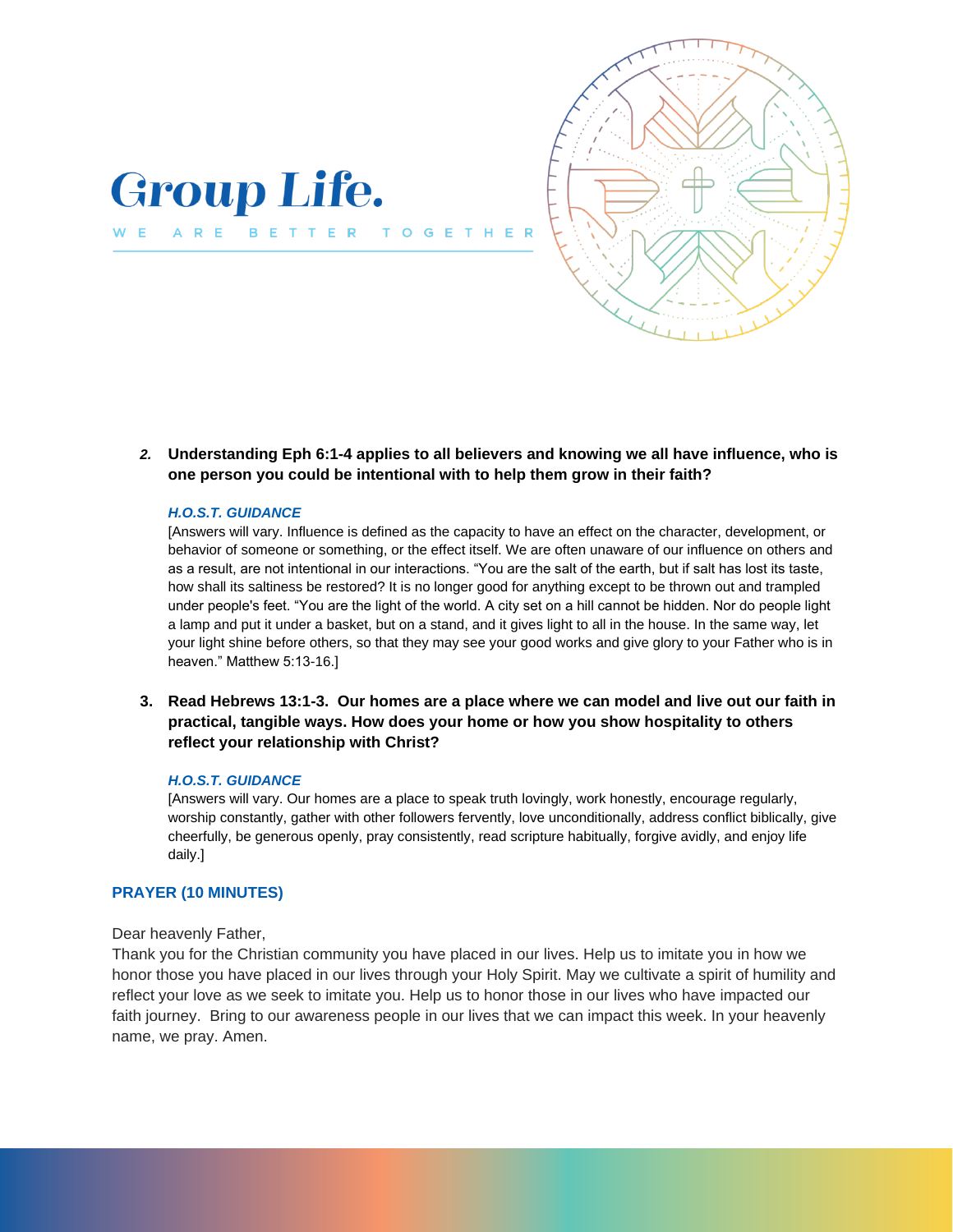# Group Life.

WE ARE BETTER TOGETHER

2. **Understanding Eph 6:1-4 applies to all believers and knowing we all have influence, who is one person you could be intentional with to help them grow in their faith?**

   ***H.O.S.T. GUIDANCE***

   [Answers will vary. Influence is defined as the capacity to have an effect on the character, development, or behavior of someone or something, or the effect itself. We are often unaware of our influence on others and as a result, are not intentional in our interactions. "You are the salt of the earth, but if salt has lost its taste, how shall its saltiness be restored? It is no longer good for anything except to be thrown out and trampled under people's feet. "You are the light of the world. A city set on a hill cannot be hidden. Nor do people light a lamp and put it under a basket, but on a stand, and it gives light to all in the house. In the same way, let your light shine before others, so that they may see your good works and give glory to your Father who is in heaven." Matthew 5:13-16.]

3. **Read Hebrews 13:1-3. Our homes are a place where we can model and live out our faith in practical, tangible ways. How does your home or how you show hospitality to others reflect your relationship with Christ?**

   ***H.O.S.T. GUIDANCE***

   [Answers will vary. Our homes are a place to speak truth lovingly, work honestly, encourage regularly, worship constantly, gather with other followers fervently, love unconditionally, address conflict biblically, give cheerfully, be generous openly, pray consistently, read scripture habitually, forgive avidly, and enjoy life daily.]

## PRAYER (10 MINUTES)

Dear heavenly Father,
Thank you for the Christian community you have placed in our lives. Help us to imitate you in how we honor those you have placed in our lives through your Holy Spirit. May we cultivate a spirit of humility and reflect your love as we seek to imitate you. Help us to honor those in our lives who have impacted our faith journey. Bring to our awareness people in our lives that we can impact this week. In your heavenly name, we pray. Amen.